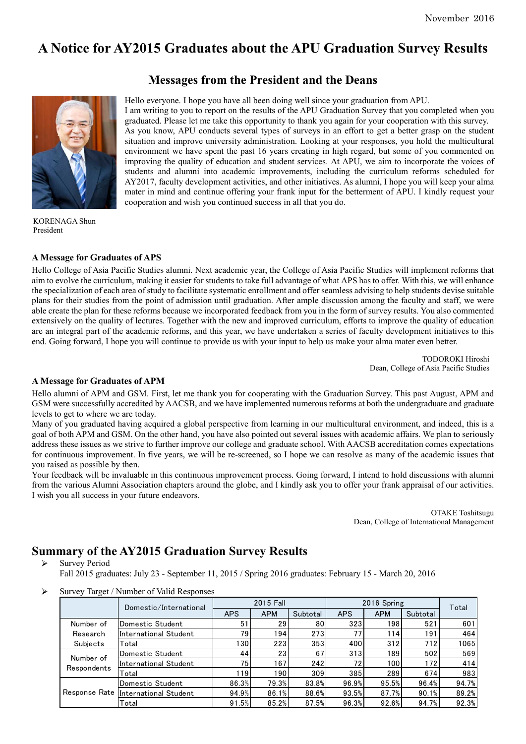November 2016

# A Notice for AY2015 Graduates about the APU Graduation Survey Results

## Messages from the President and the Deans

Hello everyone. I hope you have all been doing well since your graduation from APU.
I am writing to you to report on the results of the APU Graduation Survey that you completed when you graduated. Please let me take this opportunity to thank you again for your cooperation with this survey. As you know, APU conducts several types of surveys in an effort to get a better grasp on the student situation and improve university administration. Looking at your responses, you hold the multicultural environment we have spent the past 16 years creating in high regard, but some of you commented on improving the quality of education and student services. At APU, we aim to incorporate the voices of students and alumni into academic improvements, including the curriculum reforms scheduled for AY2017, faculty development activities, and other initiatives. As alumni, I hope you will keep your alma mater in mind and continue offering your frank input for the betterment of APU. I kindly request your cooperation and wish you continued success in all that you do.

KORENAGA Shun
President

### A Message for Graduates of APS

Hello College of Asia Pacific Studies alumni. Next academic year, the College of Asia Pacific Studies will implement reforms that aim to evolve the curriculum, making it easier for students to take full advantage of what APS has to offer. With this, we will enhance the specialization of each area of study to facilitate systematic enrollment and offer seamless advising to help students devise suitable plans for their studies from the point of admission until graduation. After ample discussion among the faculty and staff, we were able create the plan for these reforms because we incorporated feedback from you in the form of survey results. You also commented extensively on the quality of lectures. Together with the new and improved curriculum, efforts to improve the quality of education are an integral part of the academic reforms, and this year, we have undertaken a series of faculty development initiatives to this end. Going forward, I hope you will continue to provide us with your input to help us make your alma mater even better.

TODOROKI Hiroshi
Dean, College of Asia Pacific Studies

### A Message for Graduates of APM

Hello alumni of APM and GSM. First, let me thank you for cooperating with the Graduation Survey. This past August, APM and GSM were successfully accredited by AACSB, and we have implemented numerous reforms at both the undergraduate and graduate levels to get to where we are today.
Many of you graduated having acquired a global perspective from learning in our multicultural environment, and indeed, this is a goal of both APM and GSM. On the other hand, you have also pointed out several issues with academic affairs. We plan to seriously address these issues as we strive to further improve our college and graduate school. With AACSB accreditation comes expectations for continuous improvement. In five years, we will be re-screened, so I hope we can resolve as many of the academic issues that you raised as possible by then.
Your feedback will be invaluable in this continuous improvement process. Going forward, I intend to hold discussions with alumni from the various Alumni Association chapters around the globe, and I kindly ask you to offer your frank appraisal of our activities. I wish you all success in your future endeavors.

OTAKE Toshitsugu
Dean, College of International Management

## Summary of the AY2015 Graduation Survey Results

- Survey Period
  Fall 2015 graduates: July 23 - September 11, 2015 / Spring 2016 graduates: February 15 - March 20, 2016

- Survey Target / Number of Valid Responses

| | Domestic/International | 2015 Fall | | | 2016 Spring | | | Total |
|---|---|---|---|---|---|---|---|---|
| | | APS | APM | Subtotal | APS | APM | Subtotal | |
| Number of Research Subjects | Domestic Student | 51 | 29 | 80 | 323 | 198 | 521 | 601 |
| | International Student | 79 | 194 | 273 | 77 | 114 | 191 | 464 |
| | Total | 130 | 223 | 353 | 400 | 312 | 712 | 1065 |
| Number of Respondents | Domestic Student | 44 | 23 | 67 | 313 | 189 | 502 | 569 |
| | International Student | 75 | 167 | 242 | 72 | 100 | 172 | 414 |
| | Total | 119 | 190 | 309 | 385 | 289 | 674 | 983 |
| Response Rate | Domestic Student | 86.3% | 79.3% | 83.8% | 96.9% | 95.5% | 96.4% | 94.7% |
| | International Student | 94.9% | 86.1% | 88.6% | 93.5% | 87.7% | 90.1% | 89.2% |
| | Total | 91.5% | 85.2% | 87.5% | 96.3% | 92.6% | 94.7% | 92.3% |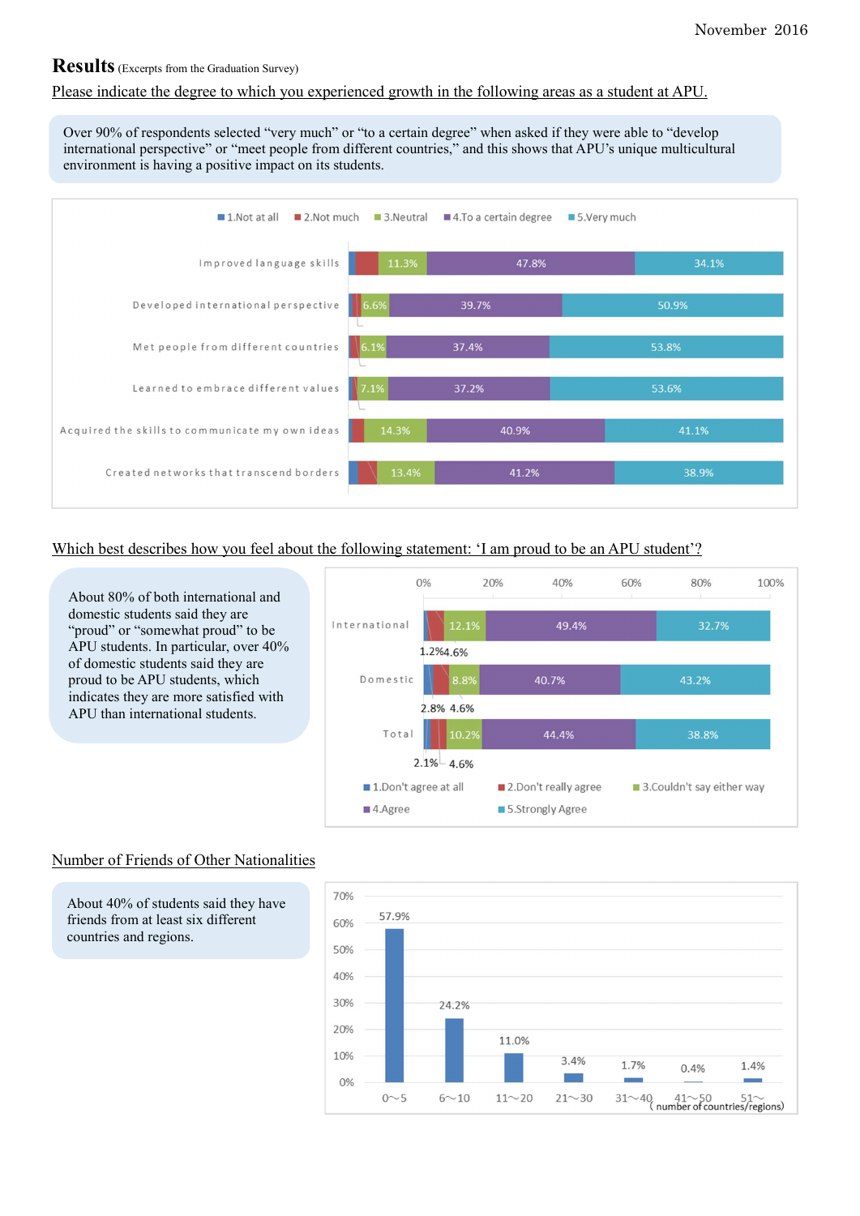November 2016

# Results (Excerpts from the Graduation Survey)

Please indicate the degree to which you experienced growth in the following areas as a student at APU.

Over 90% of respondents selected "very much" or "to a certain degree" when asked if they were able to "develop international perspective" or "meet people from different countries," and this shows that APU's unique multicultural environment is having a positive impact on its students.

| | 1.Not at all | 2.Not much | 3.Neutral | 4.To a certain degree | 5.Very much |
|---|---|---|---|---|---|
| Improved language skills | | | 11.3% | 47.8% | 34.1% |
| Developed international perspective | | | 6.6% | 39.7% | 50.9% |
| Met people from different countries | | | 6.1% | 37.4% | 53.8% |
| Learned to embrace different values | | | 7.1% | 37.2% | 53.6% |
| Acquired the skills to communicate my own ideas | | | 14.3% | 40.9% | 41.1% |
| Created networks that transcend borders | | | 13.4% | 41.2% | 38.9% |

Which best describes how you feel about the following statement: 'I am proud to be an APU student'?

About 80% of both international and domestic students said they are "proud" or "somewhat proud" to be APU students. In particular, over 40% of domestic students said they are proud to be APU students, which indicates they are more satisfied with APU than international students.

| | 1.Don't agree at all | 2.Don't really agree | 3.Couldn't say either way | 4.Agree | 5.Strongly Agree |
|---|---|---|---|---|---|
| International | 1.2% | 4.6% | 12.1% | 49.4% | 32.7% |
| Domestic | 2.8% | 4.6% | 8.8% | 40.7% | 43.2% |
| Total | 2.1% | 4.6% | 10.2% | 44.4% | 38.8% |

Number of Friends of Other Nationalities

About 40% of students said they have friends from at least six different countries and regions.

| number of countries/regions | % |
|---|---|
| 0～5 | 57.9% |
| 6～10 | 24.2% |
| 11～20 | 11.0% |
| 21～30 | 3.4% |
| 31～40 | 1.7% |
| 41～50 | 0.4% |
| 51～ | 1.4% |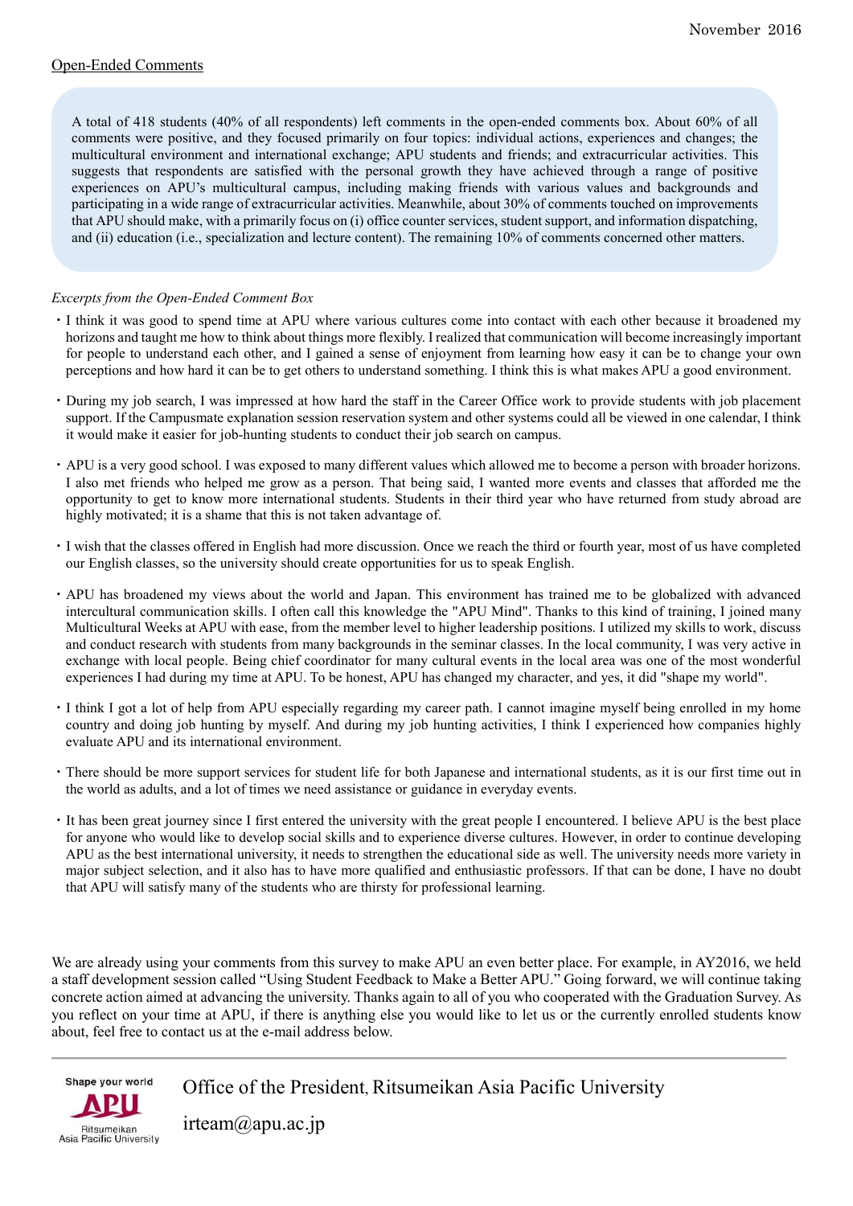November 2016

## Open-Ended Comments

A total of 418 students (40% of all respondents) left comments in the open-ended comments box. About 60% of all comments were positive, and they focused primarily on four topics: individual actions, experiences and changes; the multicultural environment and international exchange; APU students and friends; and extracurricular activities. This suggests that respondents are satisfied with the personal growth they have achieved through a range of positive experiences on APU's multicultural campus, including making friends with various values and backgrounds and participating in a wide range of extracurricular activities. Meanwhile, about 30% of comments touched on improvements that APU should make, with a primarily focus on (i) office counter services, student support, and information dispatching, and (ii) education (i.e., specialization and lecture content). The remaining 10% of comments concerned other matters.

*Excerpts from the Open-Ended Comment Box*

- I think it was good to spend time at APU where various cultures come into contact with each other because it broadened my horizons and taught me how to think about things more flexibly. I realized that communication will become increasingly important for people to understand each other, and I gained a sense of enjoyment from learning how easy it can be to change your own perceptions and how hard it can be to get others to understand something. I think this is what makes APU a good environment.
- During my job search, I was impressed at how hard the staff in the Career Office work to provide students with job placement support. If the Campusmate explanation session reservation system and other systems could all be viewed in one calendar, I think it would make it easier for job-hunting students to conduct their job search on campus.
- APU is a very good school. I was exposed to many different values which allowed me to become a person with broader horizons. I also met friends who helped me grow as a person. That being said, I wanted more events and classes that afforded me the opportunity to get to know more international students. Students in their third year who have returned from study abroad are highly motivated; it is a shame that this is not taken advantage of.
- I wish that the classes offered in English had more discussion. Once we reach the third or fourth year, most of us have completed our English classes, so the university should create opportunities for us to speak English.
- APU has broadened my views about the world and Japan. This environment has trained me to be globalized with advanced intercultural communication skills. I often call this knowledge the "APU Mind". Thanks to this kind of training, I joined many Multicultural Weeks at APU with ease, from the member level to higher leadership positions. I utilized my skills to work, discuss and conduct research with students from many backgrounds in the seminar classes. In the local community, I was very active in exchange with local people. Being chief coordinator for many cultural events in the local area was one of the most wonderful experiences I had during my time at APU. To be honest, APU has changed my character, and yes, it did "shape my world".
- I think I got a lot of help from APU especially regarding my career path. I cannot imagine myself being enrolled in my home country and doing job hunting by myself. And during my job hunting activities, I think I experienced how companies highly evaluate APU and its international environment.
- There should be more support services for student life for both Japanese and international students, as it is our first time out in the world as adults, and a lot of times we need assistance or guidance in everyday events.
- It has been great journey since I first entered the university with the great people I encountered. I believe APU is the best place for anyone who would like to develop social skills and to experience diverse cultures. However, in order to continue developing APU as the best international university, it needs to strengthen the educational side as well. The university needs more variety in major subject selection, and it also has to have more qualified and enthusiastic professors. If that can be done, I have no doubt that APU will satisfy many of the students who are thirsty for professional learning.

We are already using your comments from this survey to make APU an even better place. For example, in AY2016, we held a staff development session called "Using Student Feedback to Make a Better APU." Going forward, we will continue taking concrete action aimed at advancing the university. Thanks again to all of you who cooperated with the Graduation Survey. As you reflect on your time at APU, if there is anything else you would like to let us or the currently enrolled students know about, feel free to contact us at the e-mail address below.

Shape your world
APU
Ritsumeikan Asia Pacific University

Office of the President, Ritsumeikan Asia Pacific University

irteam@apu.ac.jp